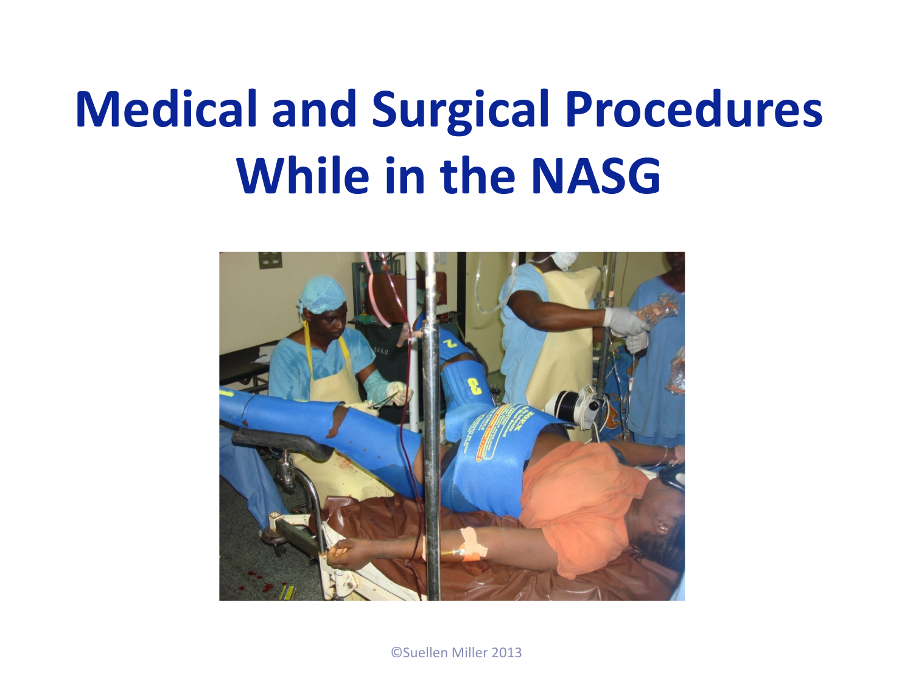# Medical and Surgical Procedures While in the NASG

©Suellen Miller 2013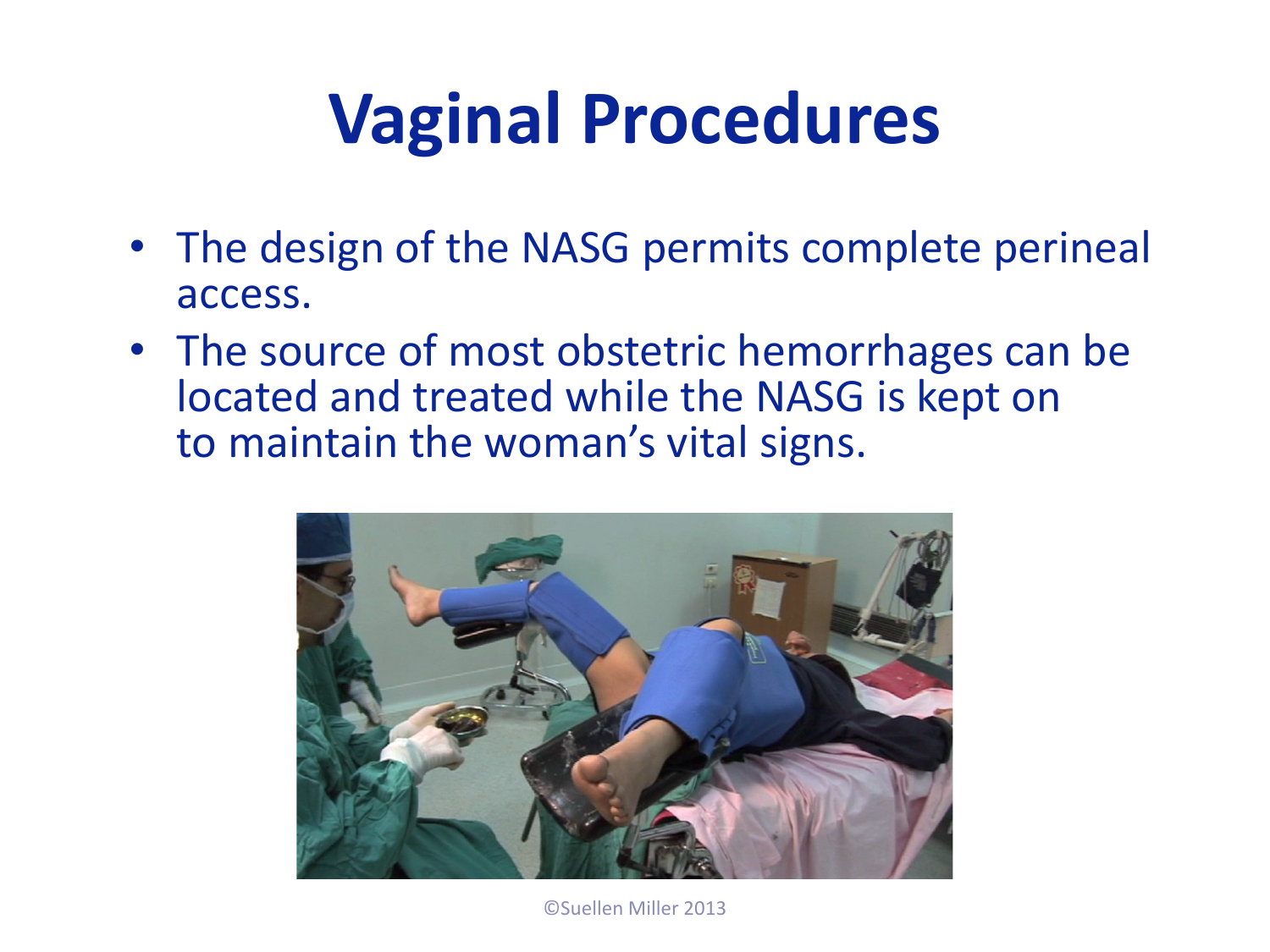# Vaginal Procedures

- The design of the NASG permits complete perineal access.
- The source of most obstetric hemorrhages can be located and treated while the NASG is kept on to maintain the woman's vital signs.

©Suellen Miller 2013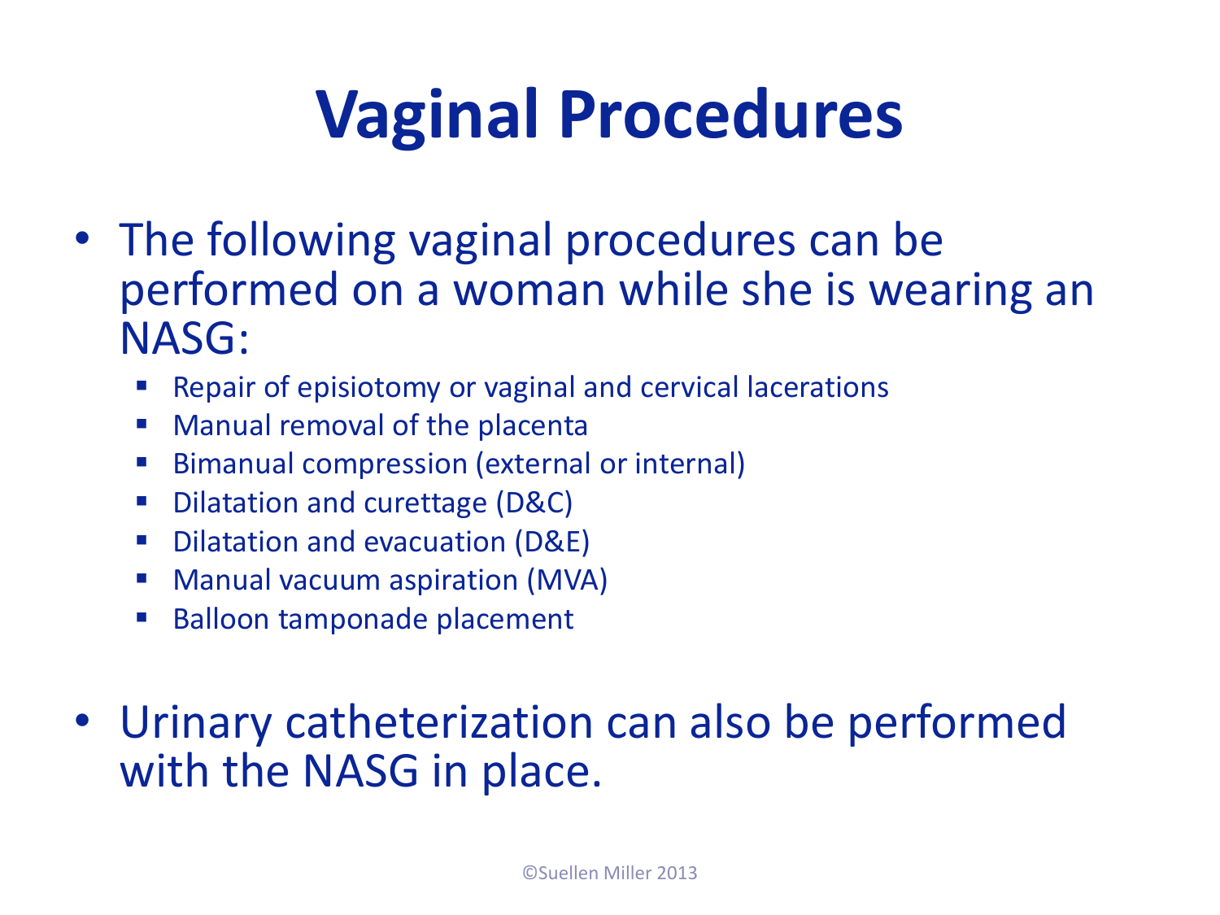# Vaginal Procedures

- The following vaginal procedures can be performed on a woman while she is wearing an NASG:
  - Repair of episiotomy or vaginal and cervical lacerations
  - Manual removal of the placenta
  - Bimanual compression (external or internal)
  - Dilatation and curettage (D&C)
  - Dilatation and evacuation (D&E)
  - Manual vacuum aspiration (MVA)
  - Balloon tamponade placement
- Urinary catheterization can also be performed with the NASG in place.

©Suellen Miller 2013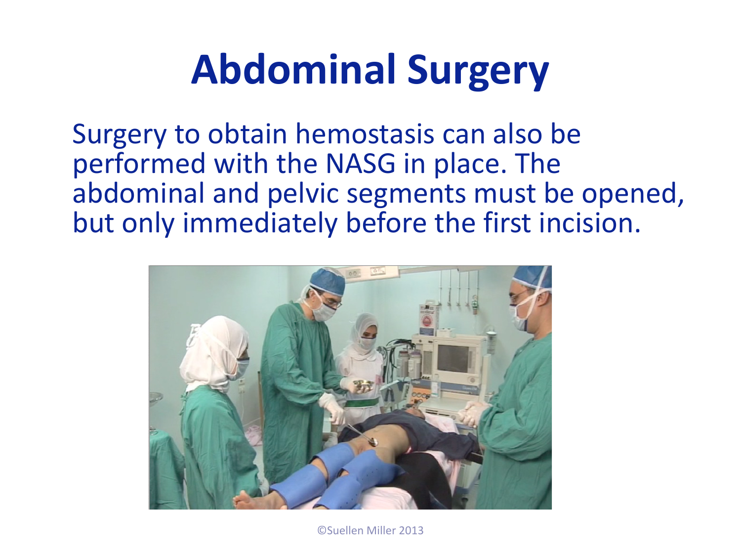# Abdominal Surgery

Surgery to obtain hemostasis can also be performed with the NASG in place. The abdominal and pelvic segments must be opened, but only immediately before the first incision.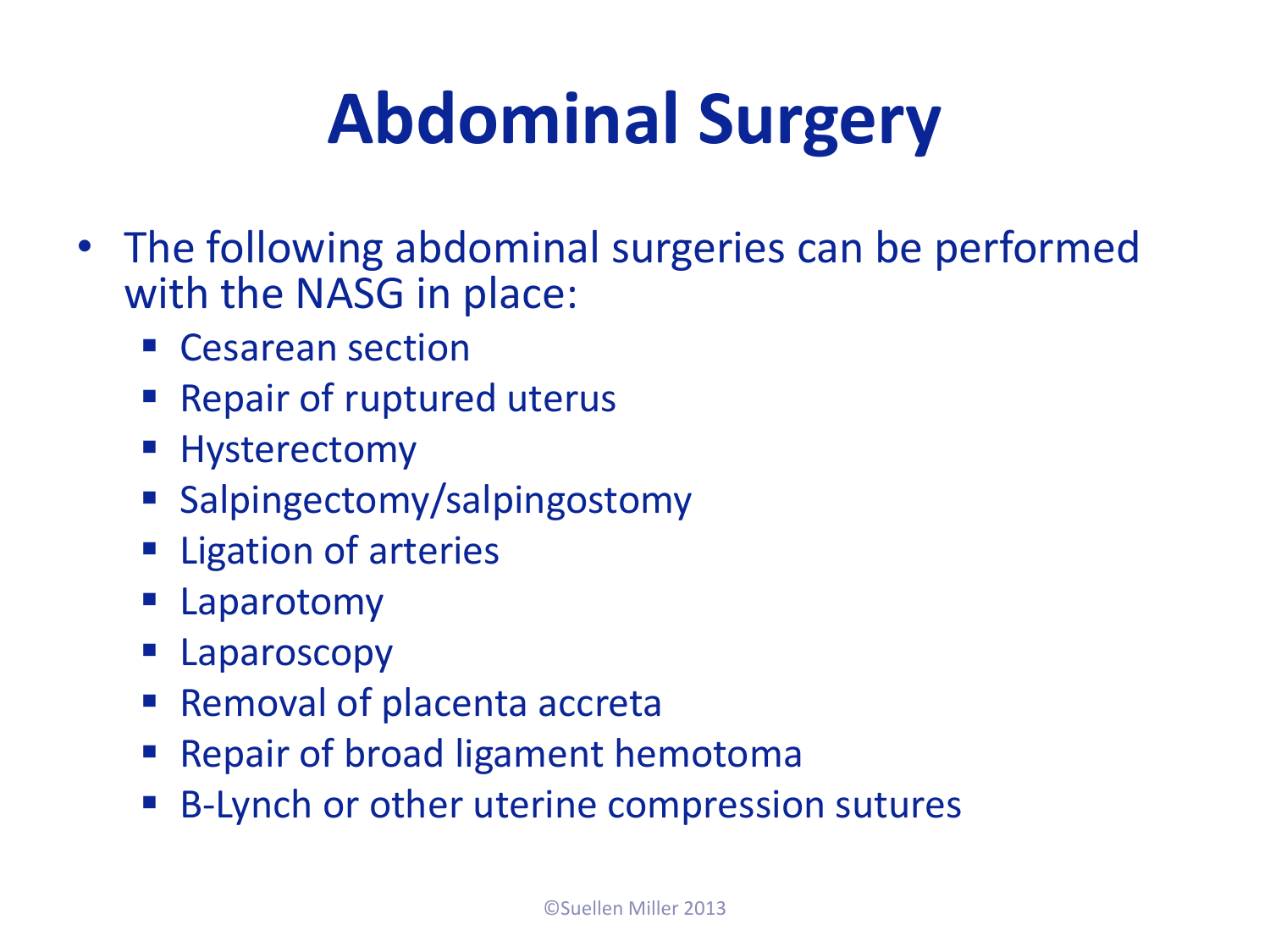# Abdominal Surgery

- The following abdominal surgeries can be performed with the NASG in place:
  - Cesarean section
  - Repair of ruptured uterus
  - Hysterectomy
  - Salpingectomy/salpingostomy
  - Ligation of arteries
  - Laparotomy
  - Laparoscopy
  - Removal of placenta accreta
  - Repair of broad ligament hemotoma
  - B-Lynch or other uterine compression sutures

©Suellen Miller 2013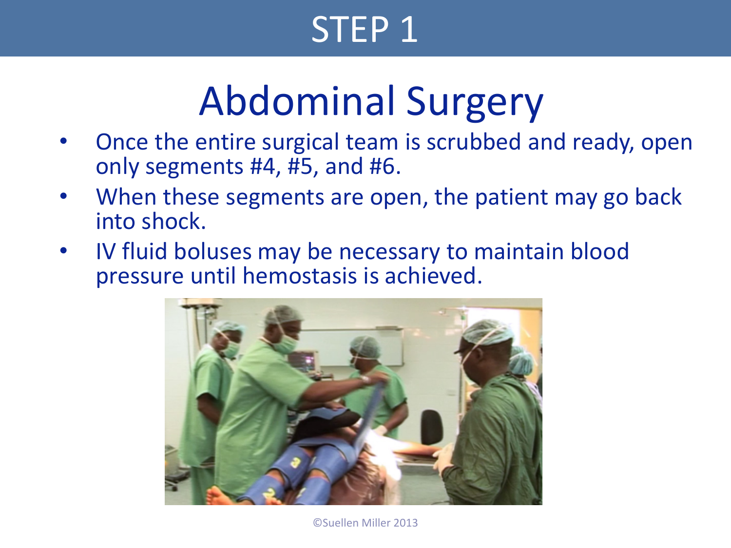# STEP 1

## Abdominal Surgery

- Once the entire surgical team is scrubbed and ready, open only segments #4, #5, and #6.
- When these segments are open, the patient may go back into shock.
- IV fluid boluses may be necessary to maintain blood pressure until hemostasis is achieved.

©Suellen Miller 2013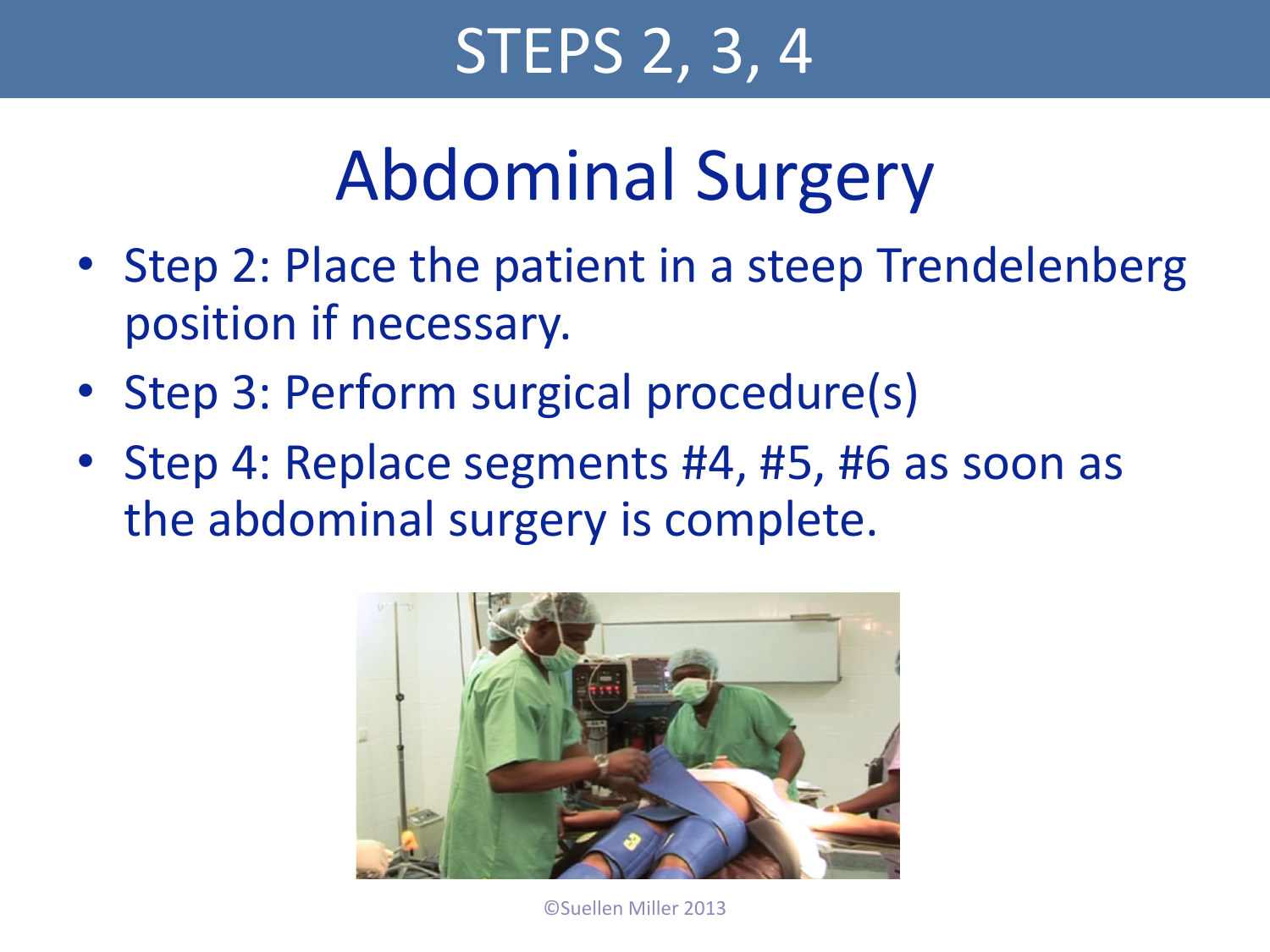# STEPS 2, 3, 4

## Abdominal Surgery

- Step 2: Place the patient in a steep Trendelenberg position if necessary.
- Step 3: Perform surgical procedure(s)
- Step 4: Replace segments #4, #5, #6 as soon as the abdominal surgery is complete.

©Suellen Miller 2013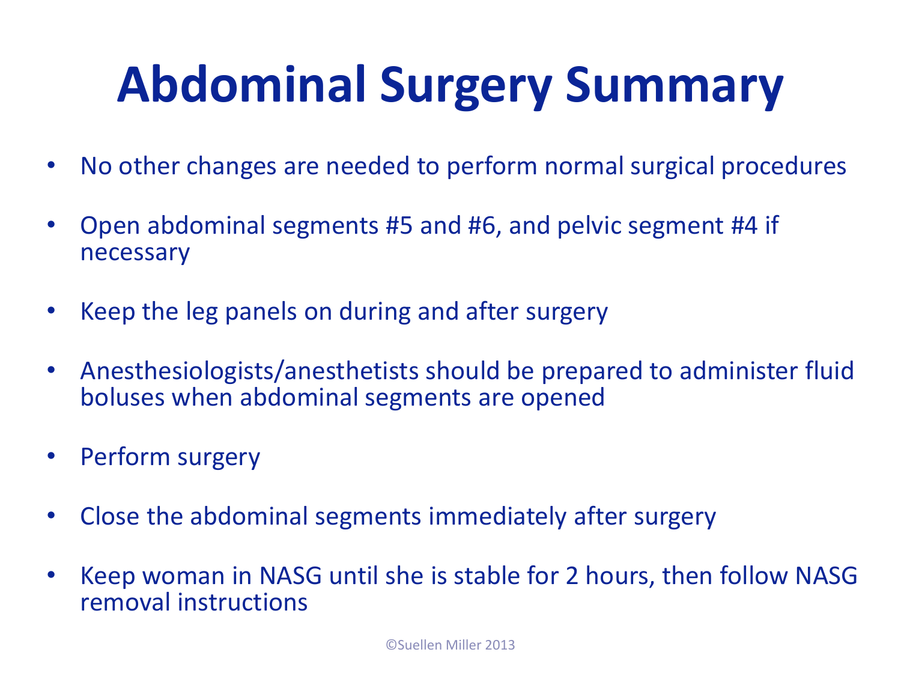# Abdominal Surgery Summary

- No other changes are needed to perform normal surgical procedures
- Open abdominal segments #5 and #6, and pelvic segment #4 if necessary
- Keep the leg panels on during and after surgery
- Anesthesiologists/anesthetists should be prepared to administer fluid boluses when abdominal segments are opened
- Perform surgery
- Close the abdominal segments immediately after surgery
- Keep woman in NASG until she is stable for 2 hours, then follow NASG removal instructions

©Suellen Miller 2013